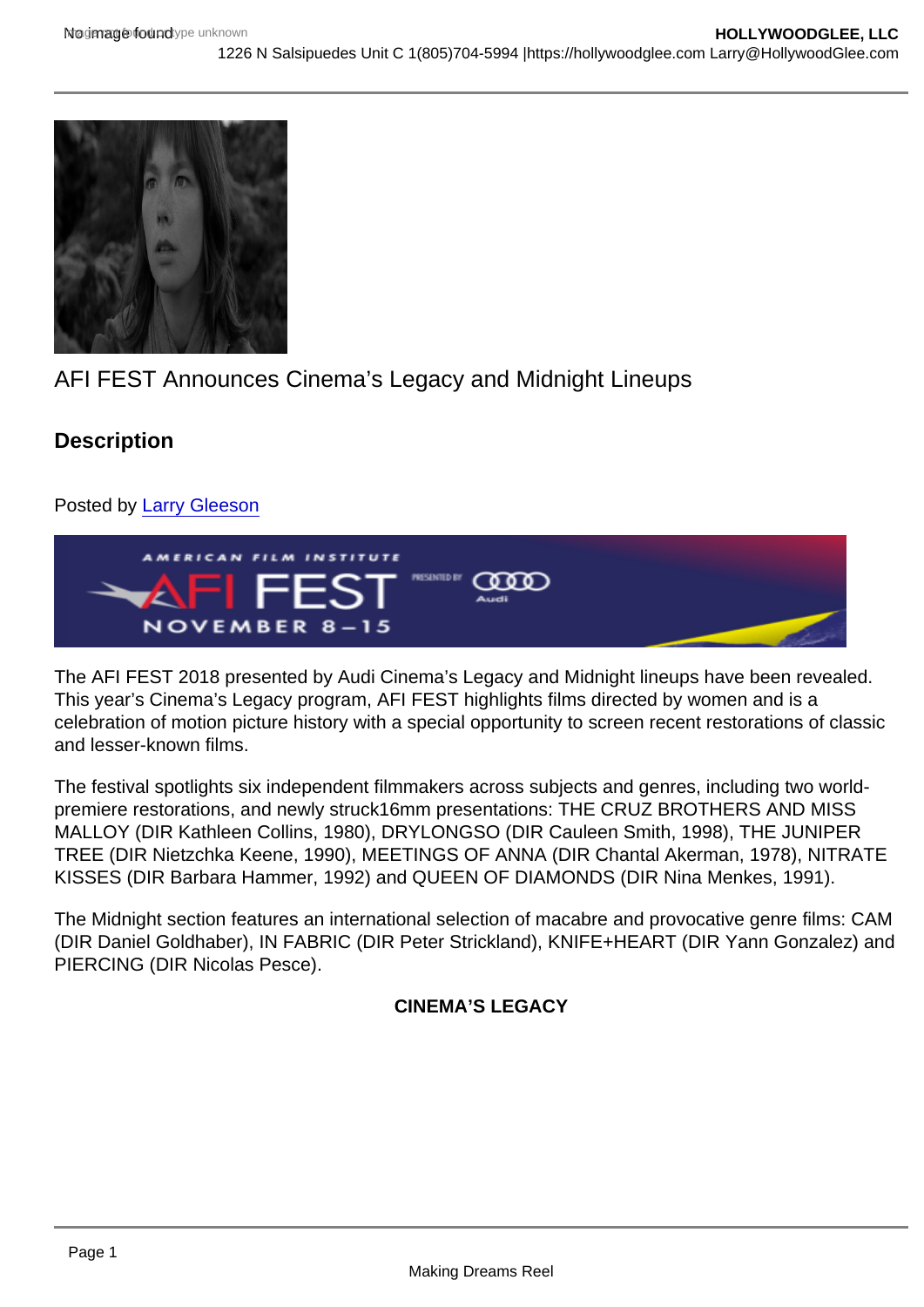AFI FEST Announces Cinema's Legacy and Midnight Lineups

## Description

Posted by Larry Gleeson

The AFI FEST 2018 presented by Audi Cinema's Legacy and Midnight lineups have been revealed. This year's Cinema's Legacy program, AFI FEST highlights films directed by women and is a celebration of motion picture history with a special opportunity to screen recent restorations of classic and lesser-known films.

The festival spotlights six independent filmmakers across subjects and genres, including two world-premiere restorations, and newly struck16mm presentations: THE CRUZ BROTHERS AND MISS MALLOY (DIR Kathleen Collins, 1980), DRYLONGSO (DIR Cauleen Smith, 1998), THE JUNIPER TREE (DIR Nietzchka Keene, 1990), MEETINGS OF ANNA (DIR Chantal Akerman, 1978), NITRATE KISSES (DIR Barbara Hammer, 1992) and QUEEN OF DIAMONDS (DIR Nina Menkes, 1991).

The Midnight section features an international selection of macabre and provocative genre films: CAM (DIR Daniel Goldhaber), IN FABRIC (DIR Peter Strickland), KNIFE+HEART (DIR Yann Gonzalez) and PIERCING (DIR Nicolas Pesce).

**CINEMA'S LEGACY**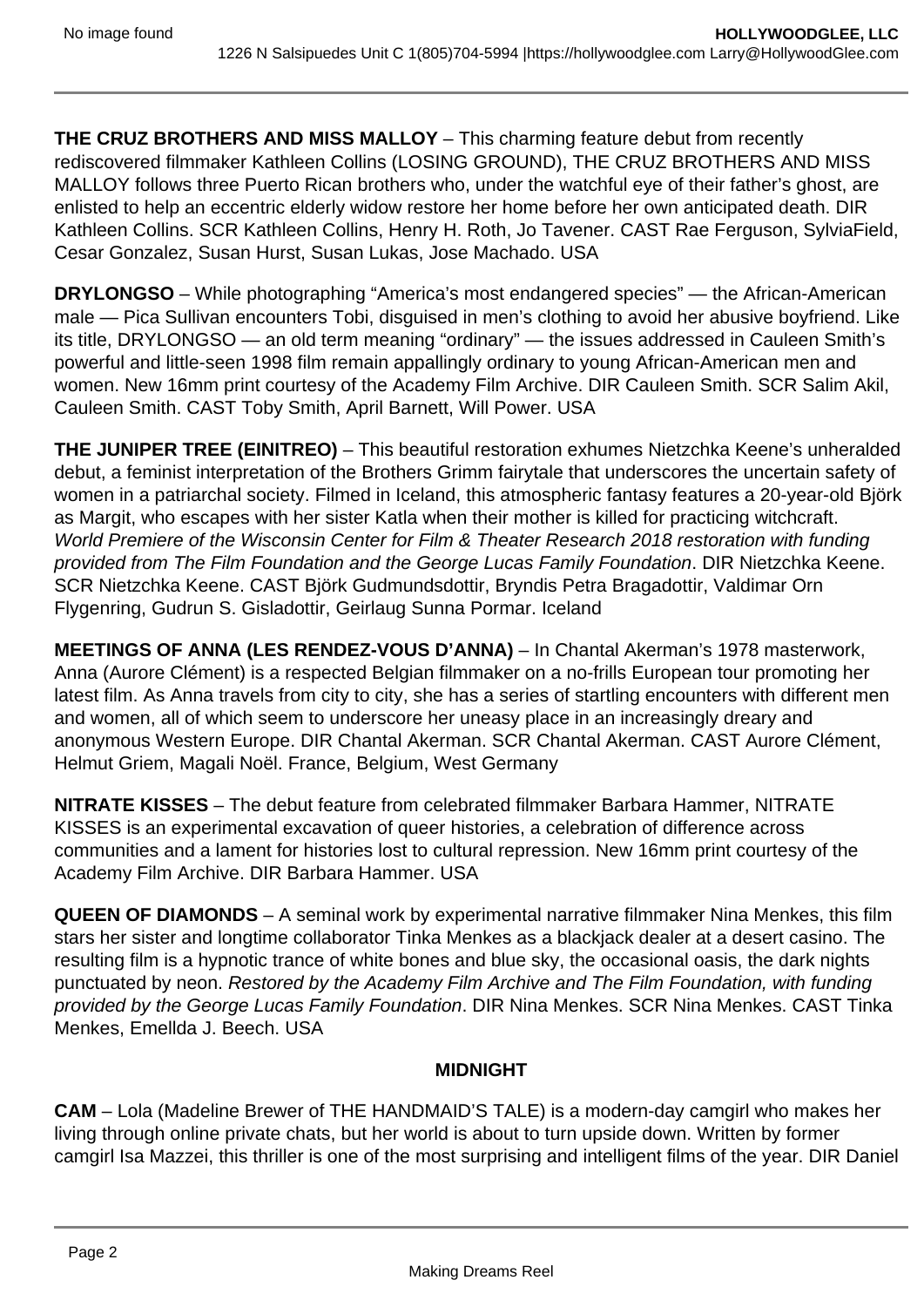**THE CRUZ BROTHERS AND MISS MALLOY** – This charming feature debut from recently rediscovered filmmaker Kathleen Collins (LOSING GROUND), THE CRUZ BROTHERS AND MISS MALLOY follows three Puerto Rican brothers who, under the watchful eye of their father's ghost, are enlisted to help an eccentric elderly widow restore her home before her own anticipated death. DIR Kathleen Collins. SCR Kathleen Collins, Henry H. Roth, Jo Tavener. CAST Rae Ferguson, SylviaField, Cesar Gonzalez, Susan Hurst, Susan Lukas, Jose Machado. USA

**DRYLONGSO** – While photographing "America's most endangered species" — the African-American male — Pica Sullivan encounters Tobi, disguised in men's clothing to avoid her abusive boyfriend. Like its title, DRYLONGSO — an old term meaning "ordinary" — the issues addressed in Cauleen Smith's powerful and little-seen 1998 film remain appallingly ordinary to young African-American men and women. New 16mm print courtesy of the Academy Film Archive. DIR Cauleen Smith. SCR Salim Akil, Cauleen Smith. CAST Toby Smith, April Barnett, Will Power. USA

**THE JUNIPER TREE (EINITREO)** – This beautiful restoration exhumes Nietzchka Keene's unheralded debut, a feminist interpretation of the Brothers Grimm fairytale that underscores the uncertain safety of women in a patriarchal society. Filmed in Iceland, this atmospheric fantasy features a 20-year-old Björk as Margit, who escapes with her sister Katla when their mother is killed for practicing witchcraft. *World Premiere of the Wisconsin Center for Film & Theater Research 2018 restoration with funding provided from The Film Foundation and the George Lucas Family Foundation*. DIR Nietzchka Keene. SCR Nietzchka Keene. CAST Björk Gudmundsdottir, Bryndis Petra Bragadottir, Valdimar Orn Flygenring, Gudrun S. Gisladottir, Geirlaug Sunna Pormar. Iceland

**MEETINGS OF ANNA (LES RENDEZ-VOUS D'ANNA)** – In Chantal Akerman's 1978 masterwork, Anna (Aurore Clément) is a respected Belgian filmmaker on a no-frills European tour promoting her latest film. As Anna travels from city to city, she has a series of startling encounters with different men and women, all of which seem to underscore her uneasy place in an increasingly dreary and anonymous Western Europe. DIR Chantal Akerman. SCR Chantal Akerman. CAST Aurore Clément, Helmut Griem, Magali Noël. France, Belgium, West Germany

**NITRATE KISSES** – The debut feature from celebrated filmmaker Barbara Hammer, NITRATE KISSES is an experimental excavation of queer histories, a celebration of difference across communities and a lament for histories lost to cultural repression. New 16mm print courtesy of the Academy Film Archive. DIR Barbara Hammer. USA

**QUEEN OF DIAMONDS** – A seminal work by experimental narrative filmmaker Nina Menkes, this film stars her sister and longtime collaborator Tinka Menkes as a blackjack dealer at a desert casino. The resulting film is a hypnotic trance of white bones and blue sky, the occasional oasis, the dark nights punctuated by neon. *Restored by the Academy Film Archive and The Film Foundation, with funding provided by the George Lucas Family Foundation*. DIR Nina Menkes. SCR Nina Menkes. CAST Tinka Menkes, Emellda J. Beech. USA

## MIDNIGHT

**CAM** – Lola (Madeline Brewer of THE HANDMAID'S TALE) is a modern-day camgirl who makes her living through online private chats, but her world is about to turn upside down. Written by former camgirl Isa Mazzei, this thriller is one of the most surprising and intelligent films of the year. DIR Daniel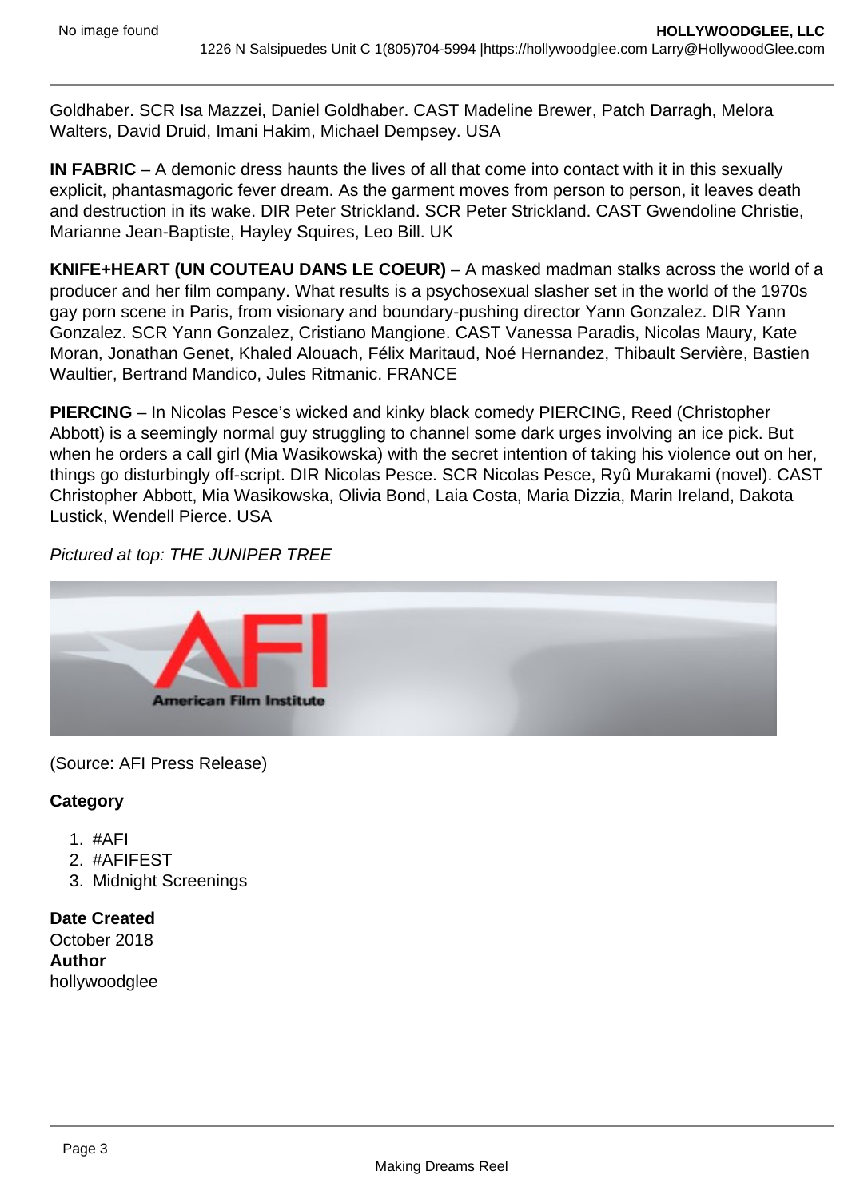Goldhaber. SCR Isa Mazzei, Daniel Goldhaber. CAST Madeline Brewer, Patch Darragh, Melora Walters, David Druid, Imani Hakim, Michael Dempsey. USA

**IN FABRIC** – A demonic dress haunts the lives of all that come into contact with it in this sexually explicit, phantasmagoric fever dream. As the garment moves from person to person, it leaves death and destruction in its wake. DIR Peter Strickland. SCR Peter Strickland. CAST Gwendoline Christie, Marianne Jean-Baptiste, Hayley Squires, Leo Bill. UK

**KNIFE+HEART (UN COUTEAU DANS LE COEUR)** – A masked madman stalks across the world of a producer and her film company. What results is a psychosexual slasher set in the world of the 1970s gay porn scene in Paris, from visionary and boundary-pushing director Yann Gonzalez. DIR Yann Gonzalez. SCR Yann Gonzalez, Cristiano Mangione. CAST Vanessa Paradis, Nicolas Maury, Kate Moran, Jonathan Genet, Khaled Alouach, Félix Maritaud, Noé Hernandez, Thibault Servière, Bastien Waultier, Bertrand Mandico, Jules Ritmanic. FRANCE

**PIERCING** – In Nicolas Pesce's wicked and kinky black comedy PIERCING, Reed (Christopher Abbott) is a seemingly normal guy struggling to channel some dark urges involving an ice pick. But when he orders a call girl (Mia Wasikowska) with the secret intention of taking his violence out on her, things go disturbingly off-script. DIR Nicolas Pesce. SCR Nicolas Pesce, Ryû Murakami (novel). CAST Christopher Abbott, Mia Wasikowska, Olivia Bond, Laia Costa, Maria Dizzia, Marin Ireland, Dakota Lustick, Wendell Pierce. USA

*Pictured at top: THE JUNIPER TREE*

AFI
American Film Institute

(Source: AFI Press Release)

**Category**

1. #AFI
2. #AFIFEST
3. Midnight Screenings

**Date Created**
October 2018
**Author**
hollywoodglee